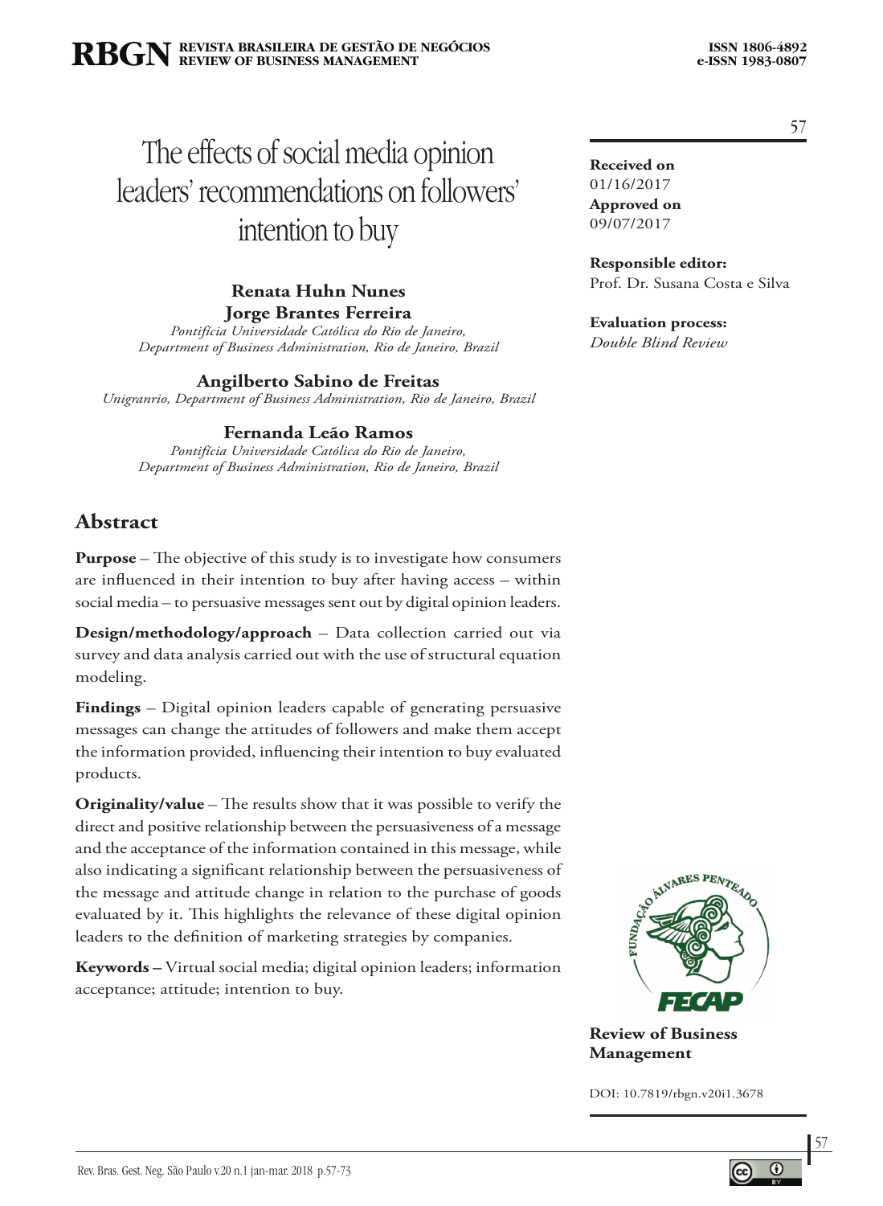# The effects of social media opinion leaders' recommendations on followers' intention to buy

**Renata Huhn Nunes**
**Jorge Brantes Ferreira**
*Pontifícia Universidade Católica do Rio de Janeiro, Department of Business Administration, Rio de Janeiro, Brazil*

**Angilberto Sabino de Freitas**
*Unigranrio, Department of Business Administration, Rio de Janeiro, Brazil*

**Fernanda Leão Ramos**
*Pontifícia Universidade Católica do Rio de Janeiro, Department of Business Administration, Rio de Janeiro, Brazil*

**Received on**
01/16/2017
**Approved on**
09/07/2017

**Responsible editor:**
Prof. Dr. Susana Costa e Silva

**Evaluation process:**
*Double Blind Review*

## Abstract

**Purpose** – The objective of this study is to investigate how consumers are influenced in their intention to buy after having access – within social media – to persuasive messages sent out by digital opinion leaders.

**Design/methodology/approach** – Data collection carried out via survey and data analysis carried out with the use of structural equation modeling.

**Findings** – Digital opinion leaders capable of generating persuasive messages can change the attitudes of followers and make them accept the information provided, influencing their intention to buy evaluated products.

**Originality/value** – The results show that it was possible to verify the direct and positive relationship between the persuasiveness of a message and the acceptance of the information contained in this message, while also indicating a significant relationship between the persuasiveness of the message and attitude change in relation to the purchase of goods evaluated by it. This highlights the relevance of these digital opinion leaders to the definition of marketing strategies by companies.

**Keywords –** Virtual social media; digital opinion leaders; information acceptance; attitude; intention to buy.

**Review of Business Management**

DOI: 10.7819/rbgn.v20i1.3678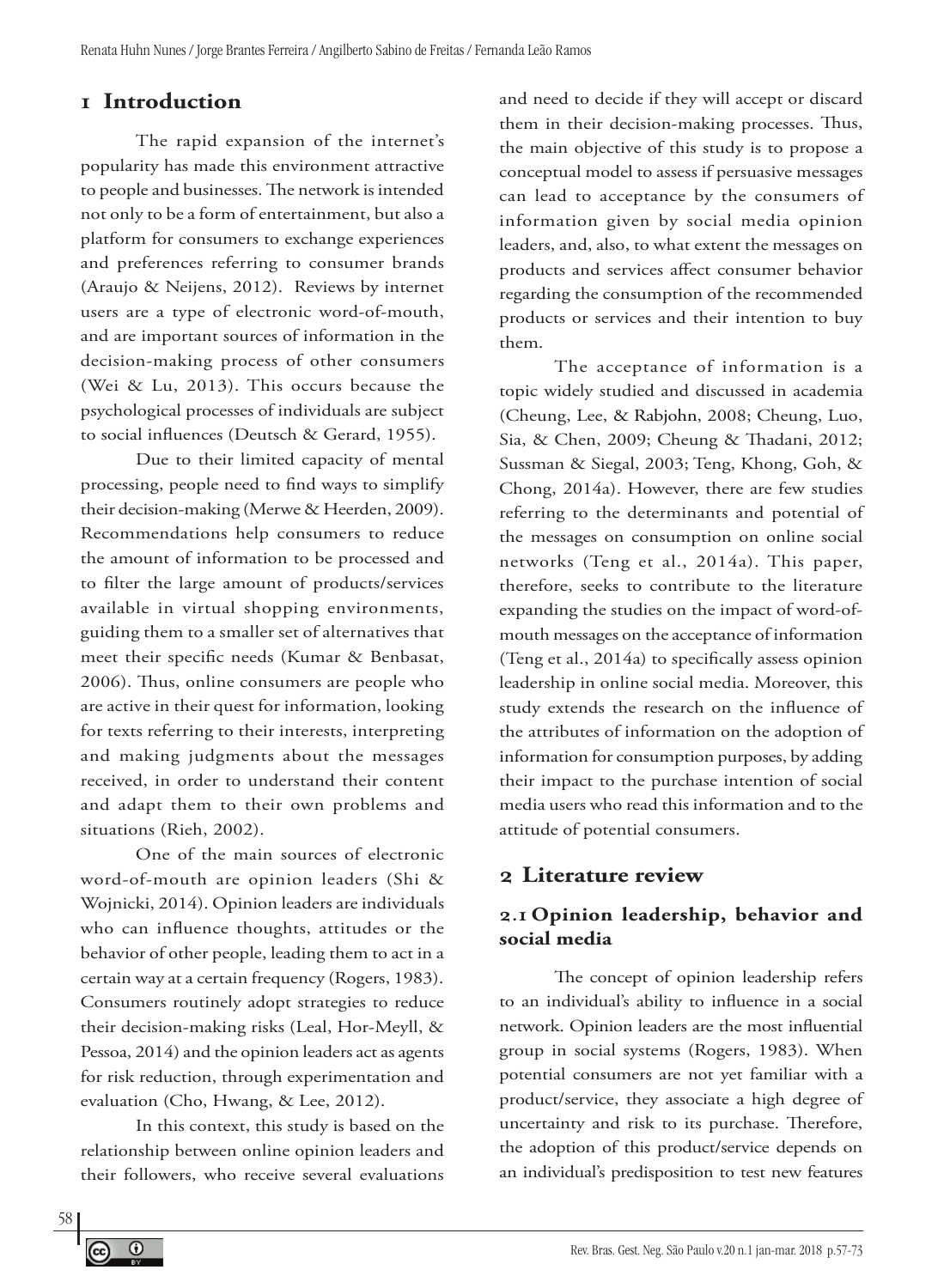## 1 Introduction

The rapid expansion of the internet's popularity has made this environment attractive to people and businesses. The network is intended not only to be a form of entertainment, but also a platform for consumers to exchange experiences and preferences referring to consumer brands (Araujo & Neijens, 2012). Reviews by internet users are a type of electronic word-of-mouth, and are important sources of information in the decision-making process of other consumers (Wei & Lu, 2013). This occurs because the psychological processes of individuals are subject to social influences (Deutsch & Gerard, 1955).

Due to their limited capacity of mental processing, people need to find ways to simplify their decision-making (Merwe & Heerden, 2009). Recommendations help consumers to reduce the amount of information to be processed and to filter the large amount of products/services available in virtual shopping environments, guiding them to a smaller set of alternatives that meet their specific needs (Kumar & Benbasat, 2006). Thus, online consumers are people who are active in their quest for information, looking for texts referring to their interests, interpreting and making judgments about the messages received, in order to understand their content and adapt them to their own problems and situations (Rieh, 2002).

One of the main sources of electronic word-of-mouth are opinion leaders (Shi & Wojnicki, 2014). Opinion leaders are individuals who can influence thoughts, attitudes or the behavior of other people, leading them to act in a certain way at a certain frequency (Rogers, 1983). Consumers routinely adopt strategies to reduce their decision-making risks (Leal, Hor-Meyll, & Pessoa, 2014) and the opinion leaders act as agents for risk reduction, through experimentation and evaluation (Cho, Hwang, & Lee, 2012).

In this context, this study is based on the relationship between online opinion leaders and their followers, who receive several evaluations and need to decide if they will accept or discard them in their decision-making processes. Thus, the main objective of this study is to propose a conceptual model to assess if persuasive messages can lead to acceptance by the consumers of information given by social media opinion leaders, and, also, to what extent the messages on products and services affect consumer behavior regarding the consumption of the recommended products or services and their intention to buy them.

The acceptance of information is a topic widely studied and discussed in academia (Cheung, Lee, & Rabjohn, 2008; Cheung, Luo, Sia, & Chen, 2009; Cheung & Thadani, 2012; Sussman & Siegal, 2003; Teng, Khong, Goh, & Chong, 2014a). However, there are few studies referring to the determinants and potential of the messages on consumption on online social networks (Teng et al., 2014a). This paper, therefore, seeks to contribute to the literature expanding the studies on the impact of word-of-mouth messages on the acceptance of information (Teng et al., 2014a) to specifically assess opinion leadership in online social media. Moreover, this study extends the research on the influence of the attributes of information on the adoption of information for consumption purposes, by adding their impact to the purchase intention of social media users who read this information and to the attitude of potential consumers.

## 2 Literature review

### 2.1 Opinion leadership, behavior and social media

The concept of opinion leadership refers to an individual's ability to influence in a social network. Opinion leaders are the most influential group in social systems (Rogers, 1983). When potential consumers are not yet familiar with a product/service, they associate a high degree of uncertainty and risk to its purchase. Therefore, the adoption of this product/service depends on an individual's predisposition to test new features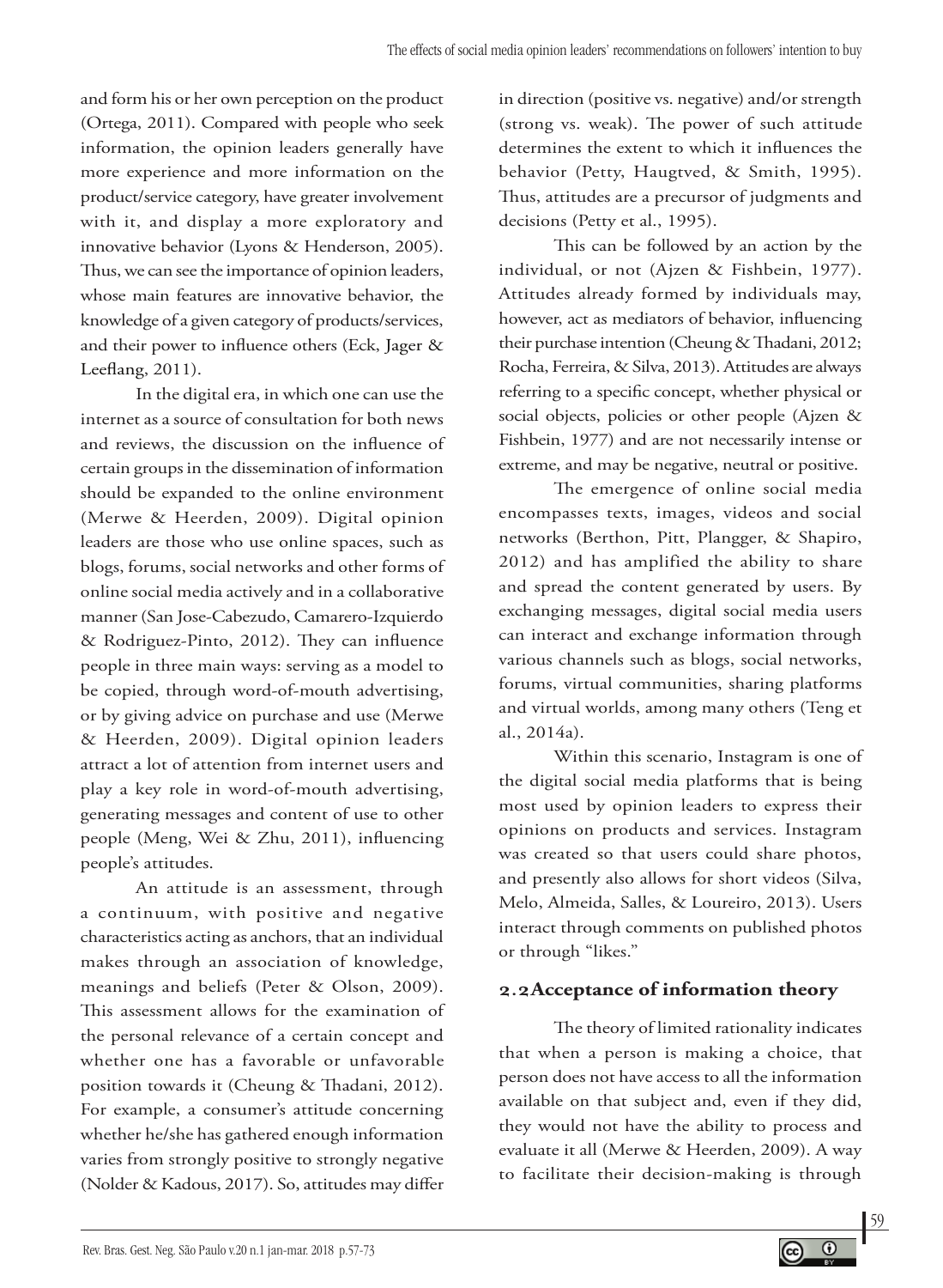and form his or her own perception on the product (Ortega, 2011). Compared with people who seek information, the opinion leaders generally have more experience and more information on the product/service category, have greater involvement with it, and display a more exploratory and innovative behavior (Lyons & Henderson, 2005). Thus, we can see the importance of opinion leaders, whose main features are innovative behavior, the knowledge of a given category of products/services, and their power to influence others (Eck, Jager & Leeflang, 2011).

In the digital era, in which one can use the internet as a source of consultation for both news and reviews, the discussion on the influence of certain groups in the dissemination of information should be expanded to the online environment (Merwe & Heerden, 2009). Digital opinion leaders are those who use online spaces, such as blogs, forums, social networks and other forms of online social media actively and in a collaborative manner (San Jose-Cabezudo, Camarero-Izquierdo & Rodriguez-Pinto, 2012). They can influence people in three main ways: serving as a model to be copied, through word-of-mouth advertising, or by giving advice on purchase and use (Merwe & Heerden, 2009). Digital opinion leaders attract a lot of attention from internet users and play a key role in word-of-mouth advertising, generating messages and content of use to other people (Meng, Wei & Zhu, 2011), influencing people's attitudes.

An attitude is an assessment, through a continuum, with positive and negative characteristics acting as anchors, that an individual makes through an association of knowledge, meanings and beliefs (Peter & Olson, 2009). This assessment allows for the examination of the personal relevance of a certain concept and whether one has a favorable or unfavorable position towards it (Cheung & Thadani, 2012). For example, a consumer's attitude concerning whether he/she has gathered enough information varies from strongly positive to strongly negative (Nolder & Kadous, 2017). So, attitudes may differ in direction (positive vs. negative) and/or strength (strong vs. weak). The power of such attitude determines the extent to which it influences the behavior (Petty, Haugtved, & Smith, 1995). Thus, attitudes are a precursor of judgments and decisions (Petty et al., 1995).

This can be followed by an action by the individual, or not (Ajzen & Fishbein, 1977). Attitudes already formed by individuals may, however, act as mediators of behavior, influencing their purchase intention (Cheung & Thadani, 2012; Rocha, Ferreira, & Silva, 2013). Attitudes are always referring to a specific concept, whether physical or social objects, policies or other people (Ajzen & Fishbein, 1977) and are not necessarily intense or extreme, and may be negative, neutral or positive.

The emergence of online social media encompasses texts, images, videos and social networks (Berthon, Pitt, Plangger, & Shapiro, 2012) and has amplified the ability to share and spread the content generated by users. By exchanging messages, digital social media users can interact and exchange information through various channels such as blogs, social networks, forums, virtual communities, sharing platforms and virtual worlds, among many others (Teng et al., 2014a).

Within this scenario, Instagram is one of the digital social media platforms that is being most used by opinion leaders to express their opinions on products and services. Instagram was created so that users could share photos, and presently also allows for short videos (Silva, Melo, Almeida, Salles, & Loureiro, 2013). Users interact through comments on published photos or through "likes."

## 2.2 Acceptance of information theory

The theory of limited rationality indicates that when a person is making a choice, that person does not have access to all the information available on that subject and, even if they did, they would not have the ability to process and evaluate it all (Merwe & Heerden, 2009). A way to facilitate their decision-making is through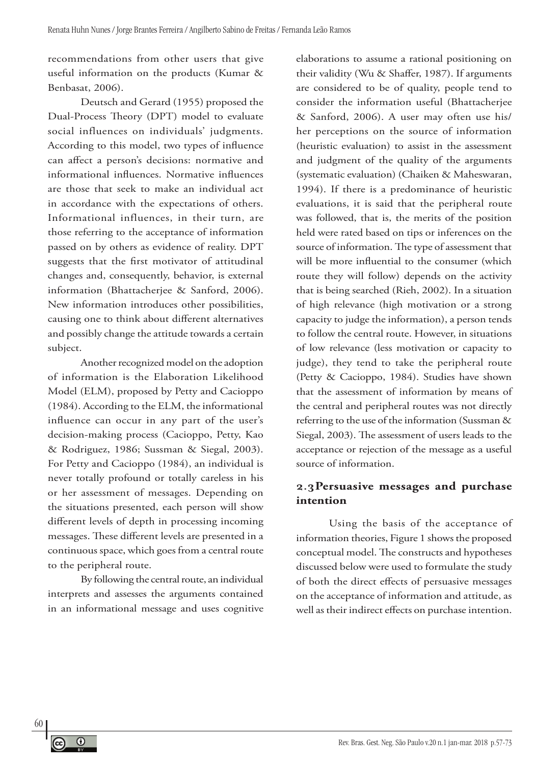recommendations from other users that give useful information on the products (Kumar & Benbasat, 2006).

Deutsch and Gerard (1955) proposed the Dual-Process Theory (DPT) model to evaluate social influences on individuals' judgments. According to this model, two types of influence can affect a person's decisions: normative and informational influences. Normative influences are those that seek to make an individual act in accordance with the expectations of others. Informational influences, in their turn, are those referring to the acceptance of information passed on by others as evidence of reality. DPT suggests that the first motivator of attitudinal changes and, consequently, behavior, is external information (Bhattacherjee & Sanford, 2006). New information introduces other possibilities, causing one to think about different alternatives and possibly change the attitude towards a certain subject.

Another recognized model on the adoption of information is the Elaboration Likelihood Model (ELM), proposed by Petty and Cacioppo (1984). According to the ELM, the informational influence can occur in any part of the user's decision-making process (Cacioppo, Petty, Kao & Rodriguez, 1986; Sussman & Siegal, 2003). For Petty and Cacioppo (1984), an individual is never totally profound or totally careless in his or her assessment of messages. Depending on the situations presented, each person will show different levels of depth in processing incoming messages. These different levels are presented in a continuous space, which goes from a central route to the peripheral route.

By following the central route, an individual interprets and assesses the arguments contained in an informational message and uses cognitive elaborations to assume a rational positioning on their validity (Wu & Shaffer, 1987). If arguments are considered to be of quality, people tend to consider the information useful (Bhattacherjee & Sanford, 2006). A user may often use his/her perceptions on the source of information (heuristic evaluation) to assist in the assessment and judgment of the quality of the arguments (systematic evaluation) (Chaiken & Maheswaran, 1994). If there is a predominance of heuristic evaluations, it is said that the peripheral route was followed, that is, the merits of the position held were rated based on tips or inferences on the source of information. The type of assessment that will be more influential to the consumer (which route they will follow) depends on the activity that is being searched (Rieh, 2002). In a situation of high relevance (high motivation or a strong capacity to judge the information), a person tends to follow the central route. However, in situations of low relevance (less motivation or capacity to judge), they tend to take the peripheral route (Petty & Cacioppo, 1984). Studies have shown that the assessment of information by means of the central and peripheral routes was not directly referring to the use of the information (Sussman & Siegal, 2003). The assessment of users leads to the acceptance or rejection of the message as a useful source of information.

## 2.3 Persuasive messages and purchase intention

Using the basis of the acceptance of information theories, Figure 1 shows the proposed conceptual model. The constructs and hypotheses discussed below were used to formulate the study of both the direct effects of persuasive messages on the acceptance of information and attitude, as well as their indirect effects on purchase intention.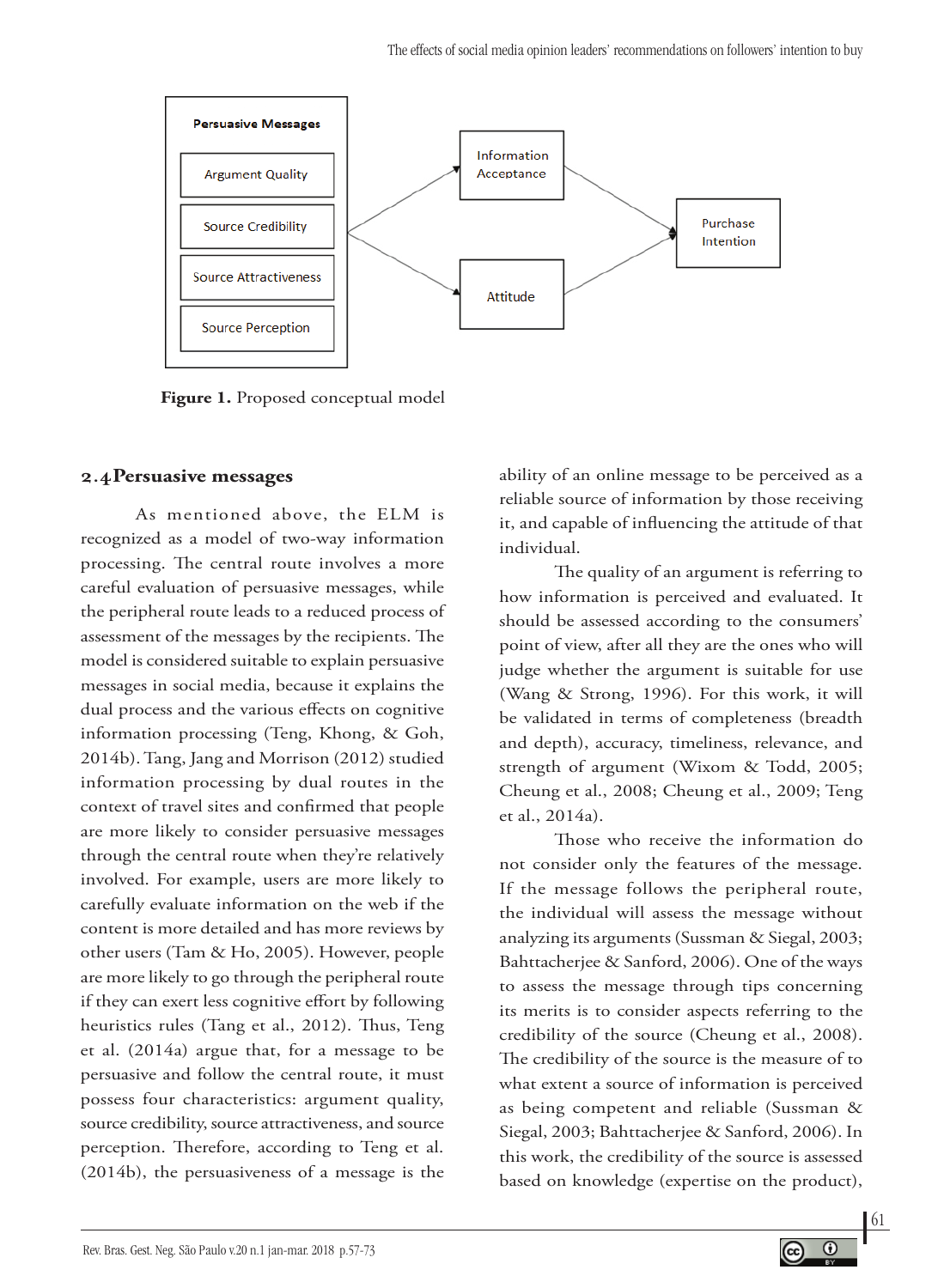Persuasive Messages

Argument Quality

Source Credibility

Source Attractiveness

Source Perception

Information Acceptance

Attitude

Purchase Intention

**Figure 1.** Proposed conceptual model

## 2.4 Persuasive messages

As mentioned above, the ELM is recognized as a model of two-way information processing. The central route involves a more careful evaluation of persuasive messages, while the peripheral route leads to a reduced process of assessment of the messages by the recipients. The model is considered suitable to explain persuasive messages in social media, because it explains the dual process and the various effects on cognitive information processing (Teng, Khong, & Goh, 2014b). Tang, Jang and Morrison (2012) studied information processing by dual routes in the context of travel sites and confirmed that people are more likely to consider persuasive messages through the central route when they're relatively involved. For example, users are more likely to carefully evaluate information on the web if the content is more detailed and has more reviews by other users (Tam & Ho, 2005). However, people are more likely to go through the peripheral route if they can exert less cognitive effort by following heuristics rules (Tang et al., 2012). Thus, Teng et al. (2014a) argue that, for a message to be persuasive and follow the central route, it must possess four characteristics: argument quality, source credibility, source attractiveness, and source perception. Therefore, according to Teng et al. (2014b), the persuasiveness of a message is the ability of an online message to be perceived as a reliable source of information by those receiving it, and capable of influencing the attitude of that individual.

The quality of an argument is referring to how information is perceived and evaluated. It should be assessed according to the consumers' point of view, after all they are the ones who will judge whether the argument is suitable for use (Wang & Strong, 1996). For this work, it will be validated in terms of completeness (breadth and depth), accuracy, timeliness, relevance, and strength of argument (Wixom & Todd, 2005; Cheung et al., 2008; Cheung et al., 2009; Teng et al., 2014a).

Those who receive the information do not consider only the features of the message. If the message follows the peripheral route, the individual will assess the message without analyzing its arguments (Sussman & Siegal, 2003; Bahttacherjee & Sanford, 2006). One of the ways to assess the message through tips concerning its merits is to consider aspects referring to the credibility of the source (Cheung et al., 2008). The credibility of the source is the measure of to what extent a source of information is perceived as being competent and reliable (Sussman & Siegal, 2003; Bahttacherjee & Sanford, 2006). In this work, the credibility of the source is assessed based on knowledge (expertise on the product),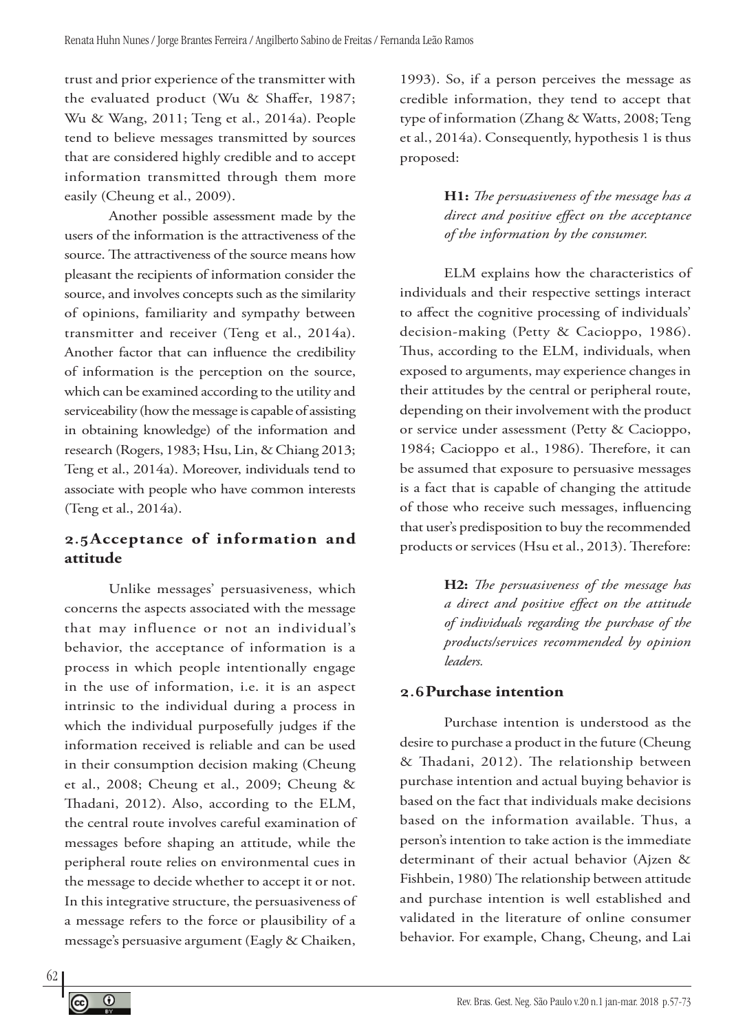trust and prior experience of the transmitter with the evaluated product (Wu & Shaffer, 1987; Wu & Wang, 2011; Teng et al., 2014a). People tend to believe messages transmitted by sources that are considered highly credible and to accept information transmitted through them more easily (Cheung et al., 2009).

Another possible assessment made by the users of the information is the attractiveness of the source. The attractiveness of the source means how pleasant the recipients of information consider the source, and involves concepts such as the similarity of opinions, familiarity and sympathy between transmitter and receiver (Teng et al., 2014a). Another factor that can influence the credibility of information is the perception on the source, which can be examined according to the utility and serviceability (how the message is capable of assisting in obtaining knowledge) of the information and research (Rogers, 1983; Hsu, Lin, & Chiang 2013; Teng et al., 2014a). Moreover, individuals tend to associate with people who have common interests (Teng et al., 2014a).

## 2.5 Acceptance of information and attitude

Unlike messages' persuasiveness, which concerns the aspects associated with the message that may influence or not an individual's behavior, the acceptance of information is a process in which people intentionally engage in the use of information, i.e. it is an aspect intrinsic to the individual during a process in which the individual purposefully judges if the information received is reliable and can be used in their consumption decision making (Cheung et al., 2008; Cheung et al., 2009; Cheung & Thadani, 2012). Also, according to the ELM, the central route involves careful examination of messages before shaping an attitude, while the peripheral route relies on environmental cues in the message to decide whether to accept it or not. In this integrative structure, the persuasiveness of a message refers to the force or plausibility of a message's persuasive argument (Eagly & Chaiken, 1993). So, if a person perceives the message as credible information, they tend to accept that type of information (Zhang & Watts, 2008; Teng et al., 2014a). Consequently, hypothesis 1 is thus proposed:

> **H1:** *The persuasiveness of the message has a direct and positive effect on the acceptance of the information by the consumer.*

ELM explains how the characteristics of individuals and their respective settings interact to affect the cognitive processing of individuals' decision-making (Petty & Cacioppo, 1986). Thus, according to the ELM, individuals, when exposed to arguments, may experience changes in their attitudes by the central or peripheral route, depending on their involvement with the product or service under assessment (Petty & Cacioppo, 1984; Cacioppo et al., 1986). Therefore, it can be assumed that exposure to persuasive messages is a fact that is capable of changing the attitude of those who receive such messages, influencing that user's predisposition to buy the recommended products or services (Hsu et al., 2013). Therefore:

> **H2:** *The persuasiveness of the message has a direct and positive effect on the attitude of individuals regarding the purchase of the products/services recommended by opinion leaders.*

## 2.6 Purchase intention

Purchase intention is understood as the desire to purchase a product in the future (Cheung & Thadani, 2012). The relationship between purchase intention and actual buying behavior is based on the fact that individuals make decisions based on the information available. Thus, a person's intention to take action is the immediate determinant of their actual behavior (Ajzen & Fishbein, 1980) The relationship between attitude and purchase intention is well established and validated in the literature of online consumer behavior. For example, Chang, Cheung, and Lai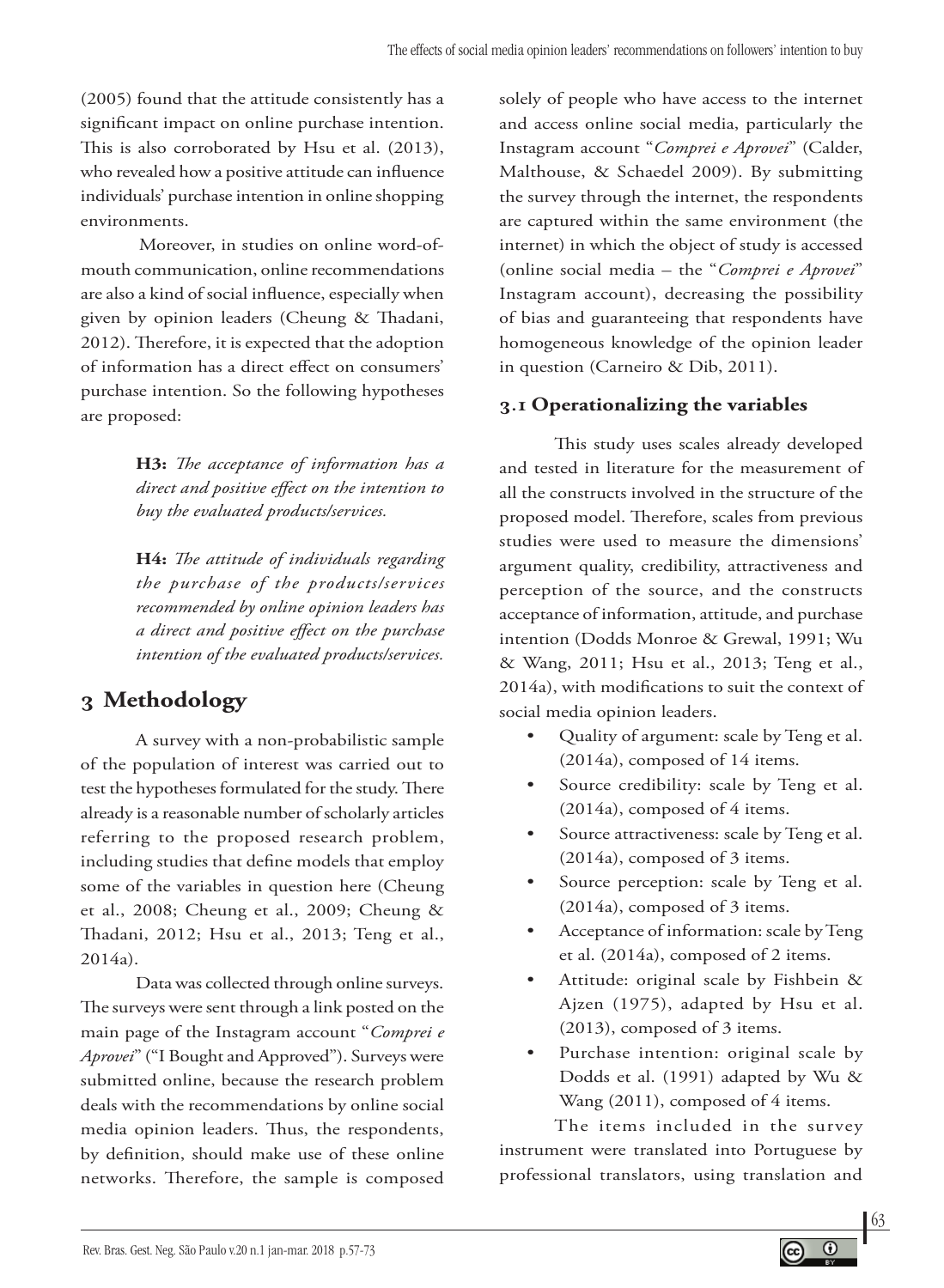(2005) found that the attitude consistently has a significant impact on online purchase intention. This is also corroborated by Hsu et al. (2013), who revealed how a positive attitude can influence individuals' purchase intention in online shopping environments.

Moreover, in studies on online word-of-mouth communication, online recommendations are also a kind of social influence, especially when given by opinion leaders (Cheung & Thadani, 2012). Therefore, it is expected that the adoption of information has a direct effect on consumers' purchase intention. So the following hypotheses are proposed:

> **H3:** *The acceptance of information has a direct and positive effect on the intention to buy the evaluated products/services.*

> **H4:** *The attitude of individuals regarding the purchase of the products/services recommended by online opinion leaders has a direct and positive effect on the purchase intention of the evaluated products/services.*

# 3 Methodology

A survey with a non-probabilistic sample of the population of interest was carried out to test the hypotheses formulated for the study. There already is a reasonable number of scholarly articles referring to the proposed research problem, including studies that define models that employ some of the variables in question here (Cheung et al., 2008; Cheung et al., 2009; Cheung & Thadani, 2012; Hsu et al., 2013; Teng et al., 2014a).

Data was collected through online surveys. The surveys were sent through a link posted on the main page of the Instagram account "*Comprei e Aprovei*" ("I Bought and Approved"). Surveys were submitted online, because the research problem deals with the recommendations by online social media opinion leaders. Thus, the respondents, by definition, should make use of these online networks. Therefore, the sample is composed solely of people who have access to the internet and access online social media, particularly the Instagram account "*Comprei e Aprovei*" (Calder, Malthouse, & Schaedel 2009). By submitting the survey through the internet, the respondents are captured within the same environment (the internet) in which the object of study is accessed (online social media – the "*Comprei e Aprovei*" Instagram account), decreasing the possibility of bias and guaranteeing that respondents have homogeneous knowledge of the opinion leader in question (Carneiro & Dib, 2011).

## 3.1 Operationalizing the variables

This study uses scales already developed and tested in literature for the measurement of all the constructs involved in the structure of the proposed model. Therefore, scales from previous studies were used to measure the dimensions' argument quality, credibility, attractiveness and perception of the source, and the constructs acceptance of information, attitude, and purchase intention (Dodds Monroe & Grewal, 1991; Wu & Wang, 2011; Hsu et al., 2013; Teng et al., 2014a), with modifications to suit the context of social media opinion leaders.

- Quality of argument: scale by Teng et al. (2014a), composed of 14 items.
- Source credibility: scale by Teng et al. (2014a), composed of 4 items.
- Source attractiveness: scale by Teng et al. (2014a), composed of 3 items.
- Source perception: scale by Teng et al. (2014a), composed of 3 items.
- Acceptance of information: scale by Teng et al. (2014a), composed of 2 items.
- Attitude: original scale by Fishbein & Ajzen (1975), adapted by Hsu et al. (2013), composed of 3 items.
- Purchase intention: original scale by Dodds et al. (1991) adapted by Wu & Wang (2011), composed of 4 items.

The items included in the survey instrument were translated into Portuguese by professional translators, using translation and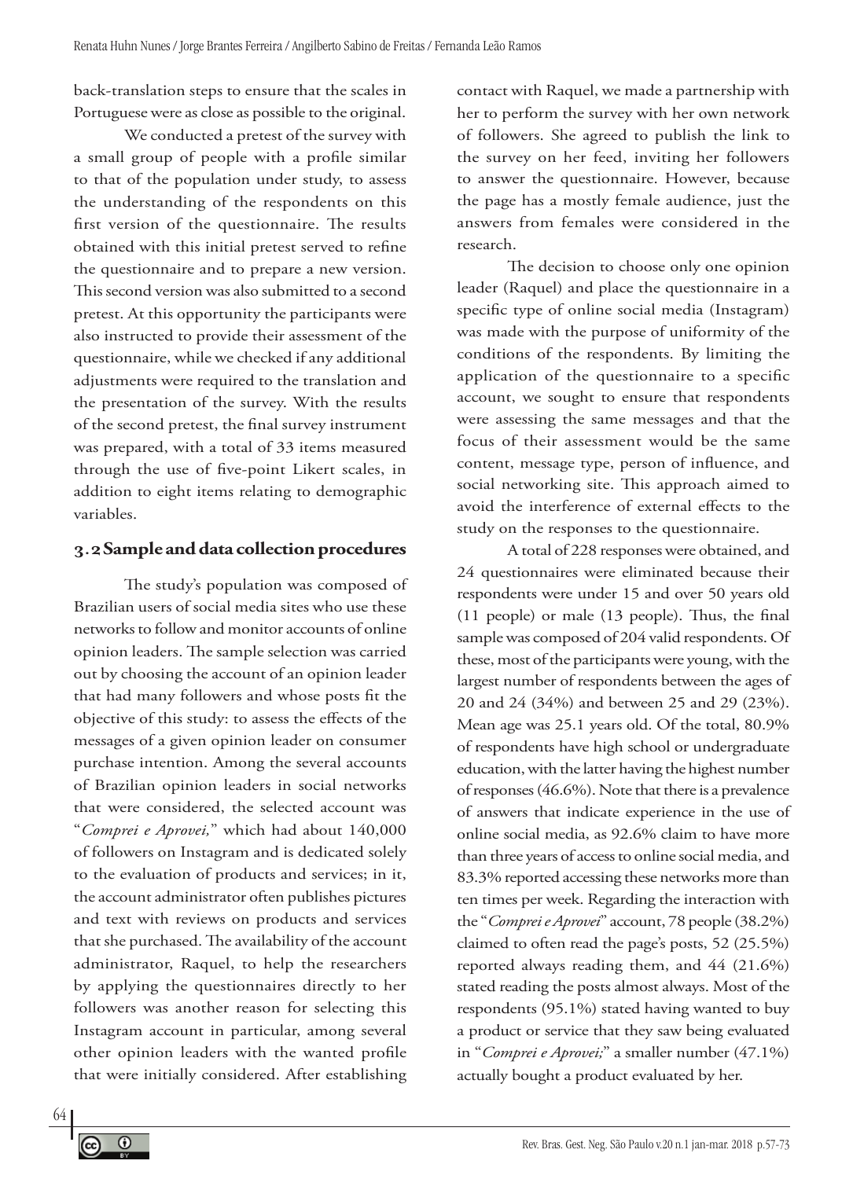back-translation steps to ensure that the scales in Portuguese were as close as possible to the original.

We conducted a pretest of the survey with a small group of people with a profile similar to that of the population under study, to assess the understanding of the respondents on this first version of the questionnaire. The results obtained with this initial pretest served to refine the questionnaire and to prepare a new version. This second version was also submitted to a second pretest. At this opportunity the participants were also instructed to provide their assessment of the questionnaire, while we checked if any additional adjustments were required to the translation and the presentation of the survey. With the results of the second pretest, the final survey instrument was prepared, with a total of 33 items measured through the use of five-point Likert scales, in addition to eight items relating to demographic variables.

## 3.2 Sample and data collection procedures

The study's population was composed of Brazilian users of social media sites who use these networks to follow and monitor accounts of online opinion leaders. The sample selection was carried out by choosing the account of an opinion leader that had many followers and whose posts fit the objective of this study: to assess the effects of the messages of a given opinion leader on consumer purchase intention. Among the several accounts of Brazilian opinion leaders in social networks that were considered, the selected account was "*Comprei e Aprovei,*" which had about 140,000 of followers on Instagram and is dedicated solely to the evaluation of products and services; in it, the account administrator often publishes pictures and text with reviews on products and services that she purchased. The availability of the account administrator, Raquel, to help the researchers by applying the questionnaires directly to her followers was another reason for selecting this Instagram account in particular, among several other opinion leaders with the wanted profile that were initially considered. After establishing contact with Raquel, we made a partnership with her to perform the survey with her own network of followers. She agreed to publish the link to the survey on her feed, inviting her followers to answer the questionnaire. However, because the page has a mostly female audience, just the answers from females were considered in the research.

The decision to choose only one opinion leader (Raquel) and place the questionnaire in a specific type of online social media (Instagram) was made with the purpose of uniformity of the conditions of the respondents. By limiting the application of the questionnaire to a specific account, we sought to ensure that respondents were assessing the same messages and that the focus of their assessment would be the same content, message type, person of influence, and social networking site. This approach aimed to avoid the interference of external effects to the study on the responses to the questionnaire.

A total of 228 responses were obtained, and 24 questionnaires were eliminated because their respondents were under 15 and over 50 years old (11 people) or male (13 people). Thus, the final sample was composed of 204 valid respondents. Of these, most of the participants were young, with the largest number of respondents between the ages of 20 and 24 (34%) and between 25 and 29 (23%). Mean age was 25.1 years old. Of the total, 80.9% of respondents have high school or undergraduate education, with the latter having the highest number of responses (46.6%). Note that there is a prevalence of answers that indicate experience in the use of online social media, as 92.6% claim to have more than three years of access to online social media, and 83.3% reported accessing these networks more than ten times per week. Regarding the interaction with the "*Comprei e Aprovei*" account, 78 people (38.2%) claimed to often read the page's posts, 52 (25.5%) reported always reading them, and 44 (21.6%) stated reading the posts almost always. Most of the respondents (95.1%) stated having wanted to buy a product or service that they saw being evaluated in "*Comprei e Aprovei;*" a smaller number (47.1%) actually bought a product evaluated by her.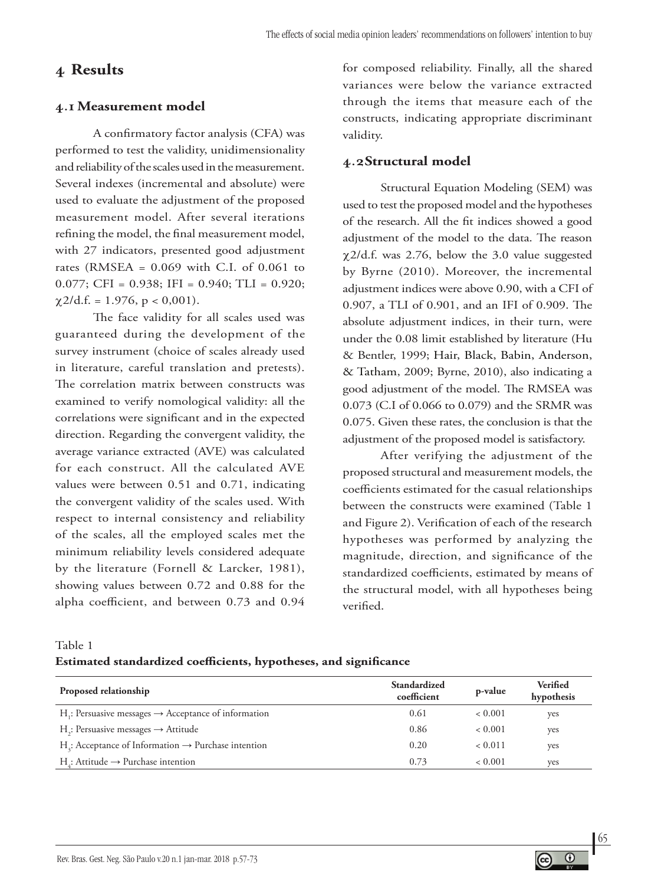## 4 Results

### 4.1 Measurement model

A confirmatory factor analysis (CFA) was performed to test the validity, unidimensionality and reliability of the scales used in the measurement. Several indexes (incremental and absolute) were used to evaluate the adjustment of the proposed measurement model. After several iterations refining the model, the final measurement model, with 27 indicators, presented good adjustment rates (RMSEA = 0.069 with C.I. of 0.061 to 0.077; CFI = 0.938; IFI = 0.940; TLI = 0.920; $\chi2$/d.f. = 1.976, $p < 0{,}001$).

The face validity for all scales used was guaranteed during the development of the survey instrument (choice of scales already used in literature, careful translation and pretests). The correlation matrix between constructs was examined to verify nomological validity: all the correlations were significant and in the expected direction. Regarding the convergent validity, the average variance extracted (AVE) was calculated for each construct. All the calculated AVE values were between 0.51 and 0.71, indicating the convergent validity of the scales used. With respect to internal consistency and reliability of the scales, all the employed scales met the minimum reliability levels considered adequate by the literature (Fornell & Larcker, 1981), showing values between 0.72 and 0.88 for the alpha coefficient, and between 0.73 and 0.94 for composed reliability. Finally, all the shared variances were below the variance extracted through the items that measure each of the constructs, indicating appropriate discriminant validity.

### 4.2 Structural model

Structural Equation Modeling (SEM) was used to test the proposed model and the hypotheses of the research. All the fit indices showed a good adjustment of the model to the data. The reason $\chi2$/d.f. was 2.76, below the 3.0 value suggested by Byrne (2010). Moreover, the incremental adjustment indices were above 0.90, with a CFI of 0.907, a TLI of 0.901, and an IFI of 0.909. The absolute adjustment indices, in their turn, were under the 0.08 limit established by literature (Hu & Bentler, 1999; Hair, Black, Babin, Anderson, & Tatham, 2009; Byrne, 2010), also indicating a good adjustment of the model. The RMSEA was 0.073 (C.I of 0.066 to 0.079) and the SRMR was 0.075. Given these rates, the conclusion is that the adjustment of the proposed model is satisfactory.

After verifying the adjustment of the proposed structural and measurement models, the coefficients estimated for the casual relationships between the constructs were examined (Table 1 and Figure 2). Verification of each of the research hypotheses was performed by analyzing the magnitude, direction, and significance of the standardized coefficients, estimated by means of the structural model, with all hypotheses being verified.

Table 1

**Estimated standardized coefficients, hypotheses, and significance**

| Proposed relationship | Standardized coefficient | p-value | Verified hypothesis |
|---|---|---|---|
| $H_1$: Persuasive messages → Acceptance of information | 0.61 | < 0.001 | yes |
| $H_2$: Persuasive messages → Attitude | 0.86 | < 0.001 | yes |
| $H_3$: Acceptance of Information → Purchase intention | 0.20 | < 0.011 | yes |
| $H_4$: Attitude → Purchase intention | 0.73 | < 0.001 | yes |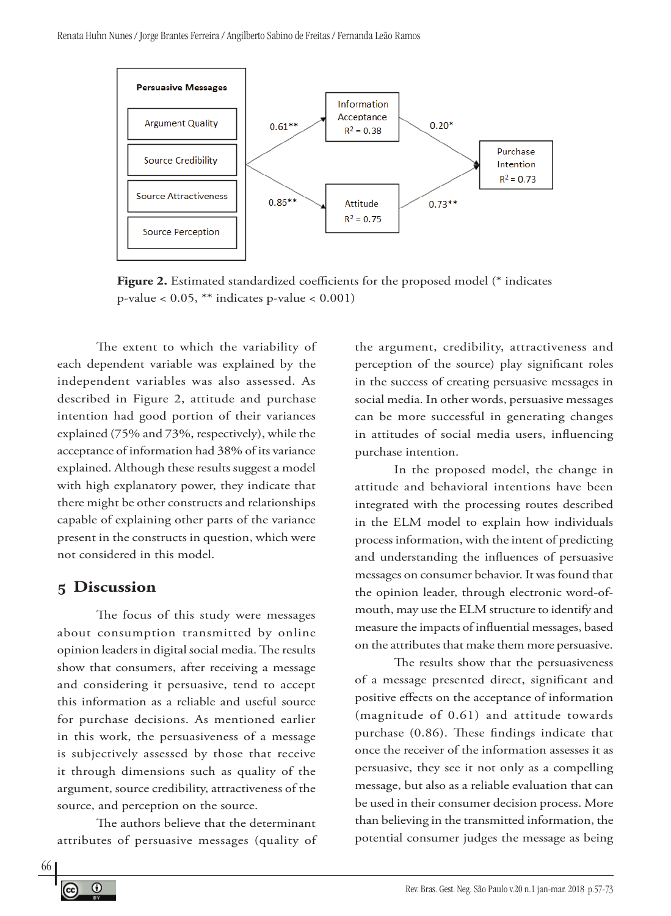**Figure 2.** Estimated standardized coefficients for the proposed model (* indicates p-value < 0.05, ** indicates p-value < 0.001)

The extent to which the variability of each dependent variable was explained by the independent variables was also assessed. As described in Figure 2, attitude and purchase intention had good portion of their variances explained (75% and 73%, respectively), while the acceptance of information had 38% of its variance explained. Although these results suggest a model with high explanatory power, they indicate that there might be other constructs and relationships capable of explaining other parts of the variance present in the constructs in question, which were not considered in this model.

## 5 Discussion

The focus of this study were messages about consumption transmitted by online opinion leaders in digital social media. The results show that consumers, after receiving a message and considering it persuasive, tend to accept this information as a reliable and useful source for purchase decisions. As mentioned earlier in this work, the persuasiveness of a message is subjectively assessed by those that receive it through dimensions such as quality of the argument, source credibility, attractiveness of the source, and perception on the source.

The authors believe that the determinant attributes of persuasive messages (quality of the argument, credibility, attractiveness and perception of the source) play significant roles in the success of creating persuasive messages in social media. In other words, persuasive messages can be more successful in generating changes in attitudes of social media users, influencing purchase intention.

In the proposed model, the change in attitude and behavioral intentions have been integrated with the processing routes described in the ELM model to explain how individuals process information, with the intent of predicting and understanding the influences of persuasive messages on consumer behavior. It was found that the opinion leader, through electronic word-of-mouth, may use the ELM structure to identify and measure the impacts of influential messages, based on the attributes that make them more persuasive.

The results show that the persuasiveness of a message presented direct, significant and positive effects on the acceptance of information (magnitude of 0.61) and attitude towards purchase (0.86). These findings indicate that once the receiver of the information assesses it as persuasive, they see it not only as a compelling message, but also as a reliable evaluation that can be used in their consumer decision process. More than believing in the transmitted information, the potential consumer judges the message as being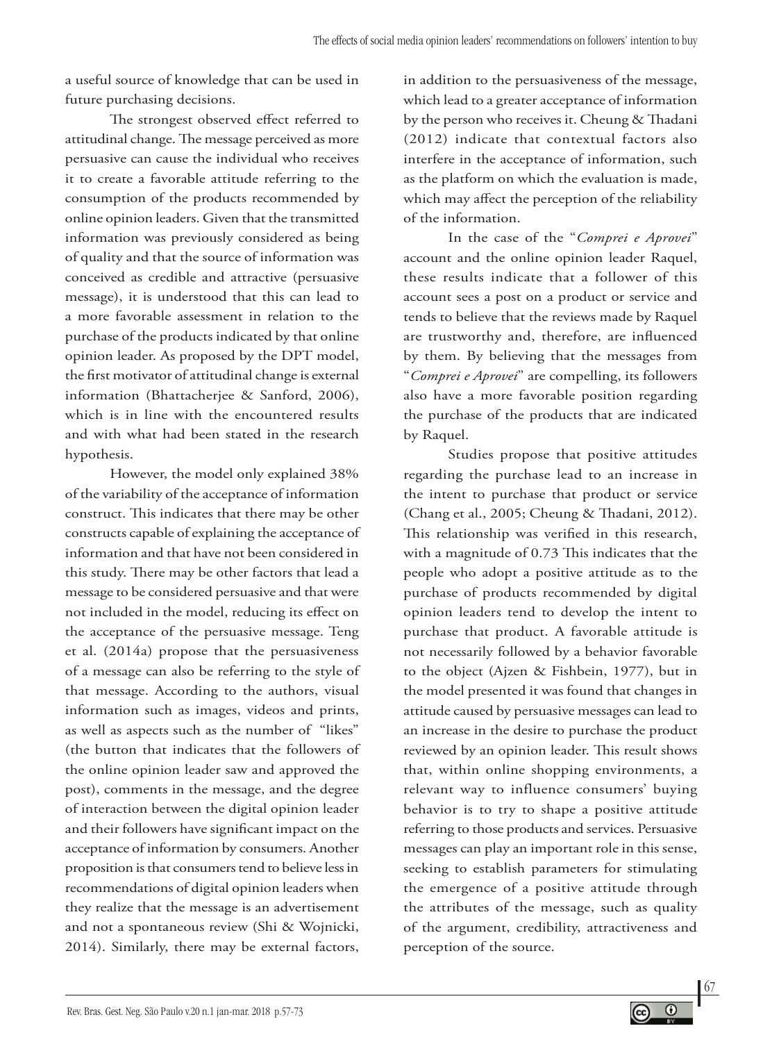a useful source of knowledge that can be used in future purchasing decisions.

The strongest observed effect referred to attitudinal change. The message perceived as more persuasive can cause the individual who receives it to create a favorable attitude referring to the consumption of the products recommended by online opinion leaders. Given that the transmitted information was previously considered as being of quality and that the source of information was conceived as credible and attractive (persuasive message), it is understood that this can lead to a more favorable assessment in relation to the purchase of the products indicated by that online opinion leader. As proposed by the DPT model, the first motivator of attitudinal change is external information (Bhattacherjee & Sanford, 2006), which is in line with the encountered results and with what had been stated in the research hypothesis.

However, the model only explained 38% of the variability of the acceptance of information construct. This indicates that there may be other constructs capable of explaining the acceptance of information and that have not been considered in this study. There may be other factors that lead a message to be considered persuasive and that were not included in the model, reducing its effect on the acceptance of the persuasive message. Teng et al. (2014a) propose that the persuasiveness of a message can also be referring to the style of that message. According to the authors, visual information such as images, videos and prints, as well as aspects such as the number of "likes" (the button that indicates that the followers of the online opinion leader saw and approved the post), comments in the message, and the degree of interaction between the digital opinion leader and their followers have significant impact on the acceptance of information by consumers. Another proposition is that consumers tend to believe less in recommendations of digital opinion leaders when they realize that the message is an advertisement and not a spontaneous review (Shi & Wojnicki, 2014). Similarly, there may be external factors, in addition to the persuasiveness of the message, which lead to a greater acceptance of information by the person who receives it. Cheung & Thadani (2012) indicate that contextual factors also interfere in the acceptance of information, such as the platform on which the evaluation is made, which may affect the perception of the reliability of the information.

In the case of the "*Comprei e Aprovei*" account and the online opinion leader Raquel, these results indicate that a follower of this account sees a post on a product or service and tends to believe that the reviews made by Raquel are trustworthy and, therefore, are influenced by them. By believing that the messages from "*Comprei e Aprovei*" are compelling, its followers also have a more favorable position regarding the purchase of the products that are indicated by Raquel.

Studies propose that positive attitudes regarding the purchase lead to an increase in the intent to purchase that product or service (Chang et al., 2005; Cheung & Thadani, 2012). This relationship was verified in this research, with a magnitude of 0.73 This indicates that the people who adopt a positive attitude as to the purchase of products recommended by digital opinion leaders tend to develop the intent to purchase that product. A favorable attitude is not necessarily followed by a behavior favorable to the object (Ajzen & Fishbein, 1977), but in the model presented it was found that changes in attitude caused by persuasive messages can lead to an increase in the desire to purchase the product reviewed by an opinion leader. This result shows that, within online shopping environments, a relevant way to influence consumers' buying behavior is to try to shape a positive attitude referring to those products and services. Persuasive messages can play an important role in this sense, seeking to establish parameters for stimulating the emergence of a positive attitude through the attributes of the message, such as quality of the argument, credibility, attractiveness and perception of the source.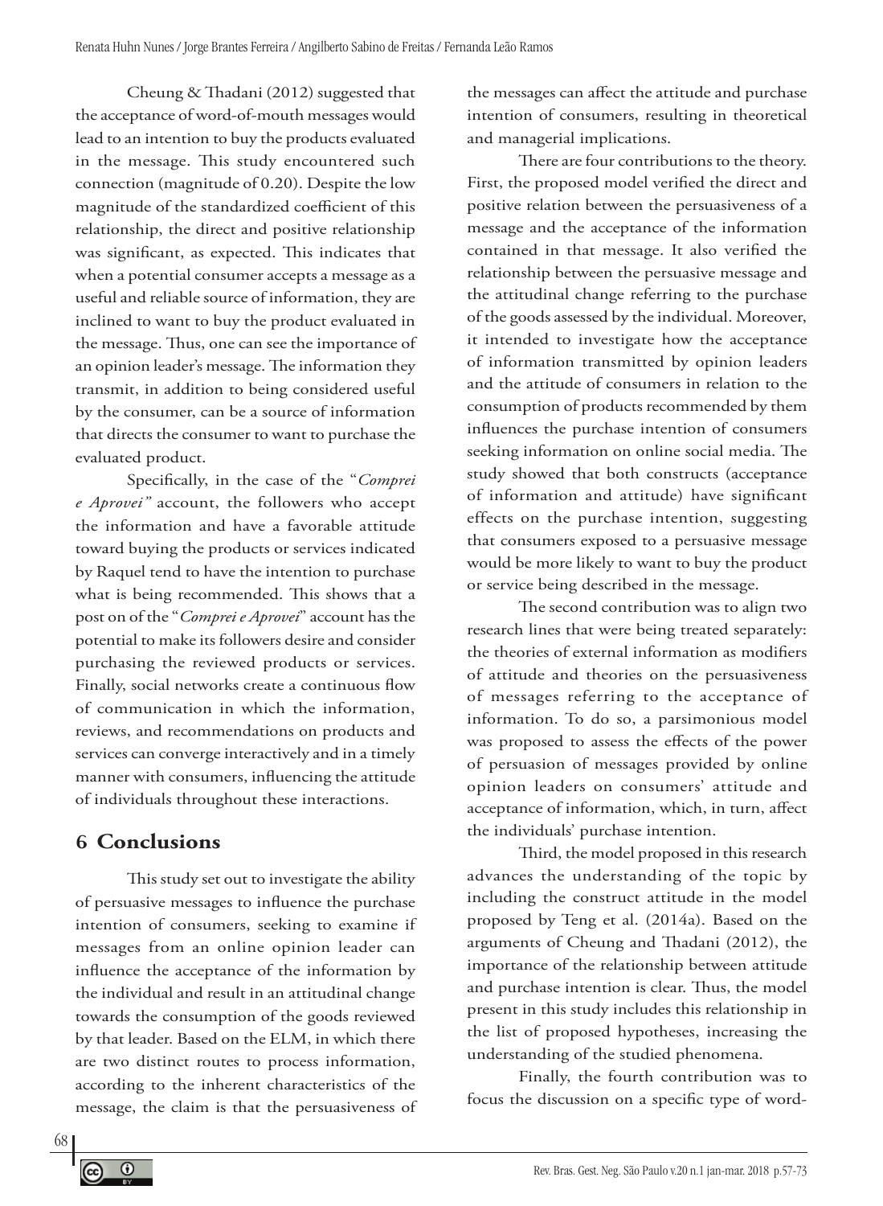Cheung & Thadani (2012) suggested that the acceptance of word-of-mouth messages would lead to an intention to buy the products evaluated in the message. This study encountered such connection (magnitude of 0.20). Despite the low magnitude of the standardized coefficient of this relationship, the direct and positive relationship was significant, as expected. This indicates that when a potential consumer accepts a message as a useful and reliable source of information, they are inclined to want to buy the product evaluated in the message. Thus, one can see the importance of an opinion leader's message. The information they transmit, in addition to being considered useful by the consumer, can be a source of information that directs the consumer to want to purchase the evaluated product.

Specifically, in the case of the "*Comprei e Aprovei*" account, the followers who accept the information and have a favorable attitude toward buying the products or services indicated by Raquel tend to have the intention to purchase what is being recommended. This shows that a post on of the "*Comprei e Aprovei*" account has the potential to make its followers desire and consider purchasing the reviewed products or services. Finally, social networks create a continuous flow of communication in which the information, reviews, and recommendations on products and services can converge interactively and in a timely manner with consumers, influencing the attitude of individuals throughout these interactions.

## 6 Conclusions

This study set out to investigate the ability of persuasive messages to influence the purchase intention of consumers, seeking to examine if messages from an online opinion leader can influence the acceptance of the information by the individual and result in an attitudinal change towards the consumption of the goods reviewed by that leader. Based on the ELM, in which there are two distinct routes to process information, according to the inherent characteristics of the message, the claim is that the persuasiveness of the messages can affect the attitude and purchase intention of consumers, resulting in theoretical and managerial implications.

There are four contributions to the theory. First, the proposed model verified the direct and positive relation between the persuasiveness of a message and the acceptance of the information contained in that message. It also verified the relationship between the persuasive message and the attitudinal change referring to the purchase of the goods assessed by the individual. Moreover, it intended to investigate how the acceptance of information transmitted by opinion leaders and the attitude of consumers in relation to the consumption of products recommended by them influences the purchase intention of consumers seeking information on online social media. The study showed that both constructs (acceptance of information and attitude) have significant effects on the purchase intention, suggesting that consumers exposed to a persuasive message would be more likely to want to buy the product or service being described in the message.

The second contribution was to align two research lines that were being treated separately: the theories of external information as modifiers of attitude and theories on the persuasiveness of messages referring to the acceptance of information. To do so, a parsimonious model was proposed to assess the effects of the power of persuasion of messages provided by online opinion leaders on consumers' attitude and acceptance of information, which, in turn, affect the individuals' purchase intention.

Third, the model proposed in this research advances the understanding of the topic by including the construct attitude in the model proposed by Teng et al. (2014a). Based on the arguments of Cheung and Thadani (2012), the importance of the relationship between attitude and purchase intention is clear. Thus, the model present in this study includes this relationship in the list of proposed hypotheses, increasing the understanding of the studied phenomena.

Finally, the fourth contribution was to focus the discussion on a specific type of word-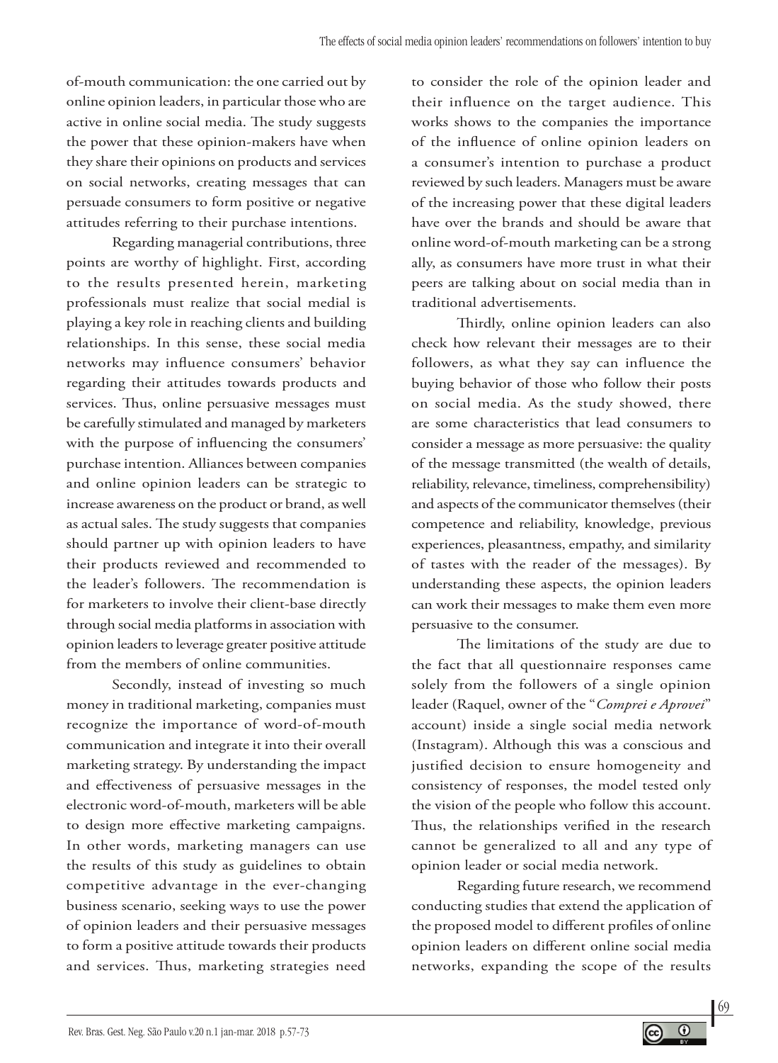of-mouth communication: the one carried out by online opinion leaders, in particular those who are active in online social media. The study suggests the power that these opinion-makers have when they share their opinions on products and services on social networks, creating messages that can persuade consumers to form positive or negative attitudes referring to their purchase intentions.

Regarding managerial contributions, three points are worthy of highlight. First, according to the results presented herein, marketing professionals must realize that social medial is playing a key role in reaching clients and building relationships. In this sense, these social media networks may influence consumers' behavior regarding their attitudes towards products and services. Thus, online persuasive messages must be carefully stimulated and managed by marketers with the purpose of influencing the consumers' purchase intention. Alliances between companies and online opinion leaders can be strategic to increase awareness on the product or brand, as well as actual sales. The study suggests that companies should partner up with opinion leaders to have their products reviewed and recommended to the leader's followers. The recommendation is for marketers to involve their client-base directly through social media platforms in association with opinion leaders to leverage greater positive attitude from the members of online communities.

Secondly, instead of investing so much money in traditional marketing, companies must recognize the importance of word-of-mouth communication and integrate it into their overall marketing strategy. By understanding the impact and effectiveness of persuasive messages in the electronic word-of-mouth, marketers will be able to design more effective marketing campaigns. In other words, marketing managers can use the results of this study as guidelines to obtain competitive advantage in the ever-changing business scenario, seeking ways to use the power of opinion leaders and their persuasive messages to form a positive attitude towards their products and services. Thus, marketing strategies need to consider the role of the opinion leader and their influence on the target audience. This works shows to the companies the importance of the influence of online opinion leaders on a consumer's intention to purchase a product reviewed by such leaders. Managers must be aware of the increasing power that these digital leaders have over the brands and should be aware that online word-of-mouth marketing can be a strong ally, as consumers have more trust in what their peers are talking about on social media than in traditional advertisements.

Thirdly, online opinion leaders can also check how relevant their messages are to their followers, as what they say can influence the buying behavior of those who follow their posts on social media. As the study showed, there are some characteristics that lead consumers to consider a message as more persuasive: the quality of the message transmitted (the wealth of details, reliability, relevance, timeliness, comprehensibility) and aspects of the communicator themselves (their competence and reliability, knowledge, previous experiences, pleasantness, empathy, and similarity of tastes with the reader of the messages). By understanding these aspects, the opinion leaders can work their messages to make them even more persuasive to the consumer.

The limitations of the study are due to the fact that all questionnaire responses came solely from the followers of a single opinion leader (Raquel, owner of the "*Comprei e Aprovei*" account) inside a single social media network (Instagram). Although this was a conscious and justified decision to ensure homogeneity and consistency of responses, the model tested only the vision of the people who follow this account. Thus, the relationships verified in the research cannot be generalized to all and any type of opinion leader or social media network.

Regarding future research, we recommend conducting studies that extend the application of the proposed model to different profiles of online opinion leaders on different online social media networks, expanding the scope of the results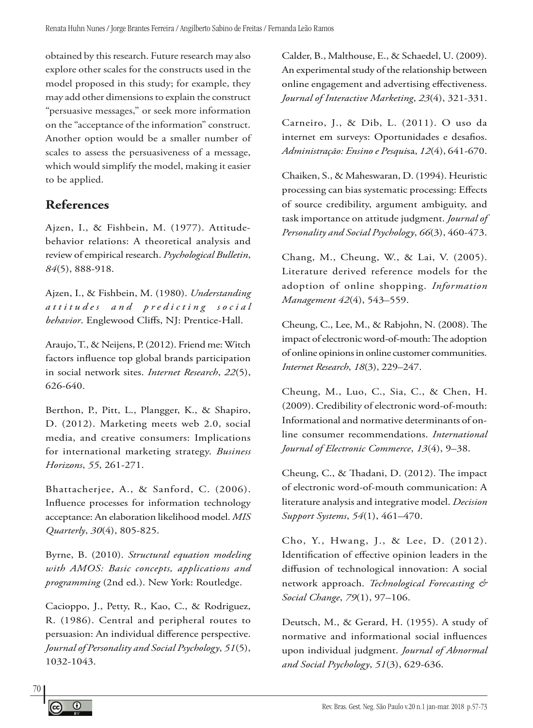obtained by this research. Future research may also explore other scales for the constructs used in the model proposed in this study; for example, they may add other dimensions to explain the construct "persuasive messages," or seek more information on the "acceptance of the information" construct. Another option would be a smaller number of scales to assess the persuasiveness of a message, which would simplify the model, making it easier to be applied.

## References

Ajzen, I., & Fishbein, M. (1977). Attitude-behavior relations: A theoretical analysis and review of empirical research. *Psychological Bulletin*, *84*(5), 888-918.

Ajzen, I., & Fishbein, M. (1980). *Understanding attitudes and predicting social behavior*. Englewood Cliffs, NJ: Prentice-Hall.

Araujo, T., & Neijens, P. (2012). Friend me: Witch factors influence top global brands participation in social network sites. *Internet Research*, *22*(5), 626-640.

Berthon, P., Pitt, L., Plangger, K., & Shapiro, D. (2012). Marketing meets web 2.0, social media, and creative consumers: Implications for international marketing strategy. *Business Horizons*, *55*, 261-271.

Bhattacherjee, A., & Sanford, C. (2006). Influence processes for information technology acceptance: An elaboration likelihood model. *MIS Quarterly*, *30*(4), 805-825.

Byrne, B. (2010). *Structural equation modeling with AMOS: Basic concepts, applications and programming* (2nd ed.). New York: Routledge.

Cacioppo, J., Petty, R., Kao, C., & Rodriguez, R. (1986). Central and peripheral routes to persuasion: An individual difference perspective. *Journal of Personality and Social Psychology*, *51*(5), 1032-1043.

Calder, B., Malthouse, E., & Schaedel, U. (2009). An experimental study of the relationship between online engagement and advertising effectiveness. *Journal of Interactive Marketing*, *23*(4), 321-331.

Carneiro, J., & Dib, L. (2011). O uso da internet em surveys: Oportunidades e desafios. *Administração: Ensino e Pesquisa*, *12*(4), 641-670.

Chaiken, S., & Maheswaran, D. (1994). Heuristic processing can bias systematic processing: Effects of source credibility, argument ambiguity, and task importance on attitude judgment. *Journal of Personality and Social Psychology*, *66*(3), 460-473.

Chang, M., Cheung, W., & Lai, V. (2005). Literature derived reference models for the adoption of online shopping. *Information Management 42*(4), 543–559.

Cheung, C., Lee, M., & Rabjohn, N. (2008). The impact of electronic word-of-mouth: The adoption of online opinions in online customer communities. *Internet Research*, *18*(3), 229–247.

Cheung, M., Luo, C., Sia, C., & Chen, H. (2009). Credibility of electronic word-of-mouth: Informational and normative determinants of on-line consumer recommendations. *International Journal of Electronic Commerce*, *13*(4), 9–38.

Cheung, C., & Thadani, D. (2012). The impact of electronic word-of-mouth communication: A literature analysis and integrative model. *Decision Support Systems*, *54*(1), 461–470.

Cho, Y., Hwang, J., & Lee, D. (2012). Identification of effective opinion leaders in the diffusion of technological innovation: A social network approach. *Technological Forecasting & Social Change*, *79*(1), 97–106.

Deutsch, M., & Gerard, H. (1955). A study of normative and informational social influences upon individual judgment. *Journal of Abnormal and Social Psychology*, *51*(3), 629-636.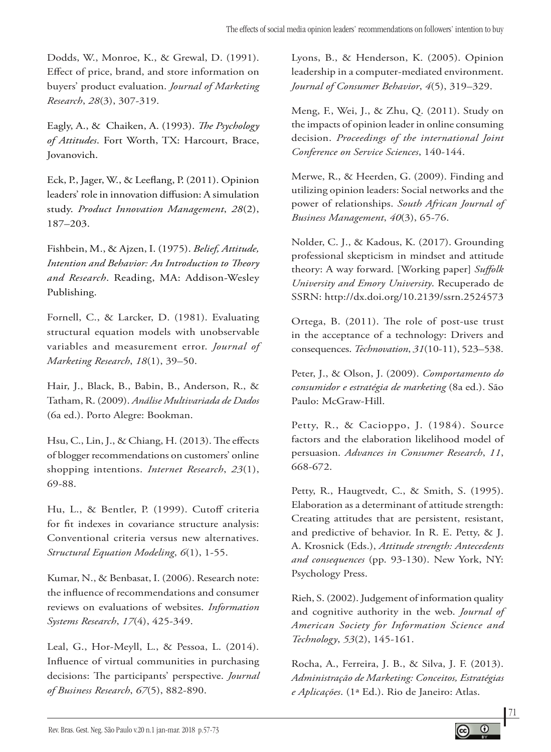Dodds, W., Monroe, K., & Grewal, D. (1991). Effect of price, brand, and store information on buyers' product evaluation. *Journal of Marketing Research*, *28*(3), 307-319.

Eagly, A., & Chaiken, A. (1993). *The Psychology of Attitudes*. Fort Worth, TX: Harcourt, Brace, Jovanovich.

Eck, P., Jager, W., & Leeflang, P. (2011). Opinion leaders' role in innovation diffusion: A simulation study. *Product Innovation Management*, *28*(2), 187–203.

Fishbein, M., & Ajzen, I. (1975). *Belief, Attitude, Intention and Behavior: An Introduction to Theory and Research*. Reading, MA: Addison-Wesley Publishing.

Fornell, C., & Larcker, D. (1981). Evaluating structural equation models with unobservable variables and measurement error. *Journal of Marketing Research*, *18*(1), 39–50.

Hair, J., Black, B., Babin, B., Anderson, R., & Tatham, R. (2009). *Análise Multivariada de Dados* (6a ed.). Porto Alegre: Bookman.

Hsu, C., Lin, J., & Chiang, H. (2013). The effects of blogger recommendations on customers' online shopping intentions. *Internet Research*, *23*(1), 69-88.

Hu, L., & Bentler, P. (1999). Cutoff criteria for fit indexes in covariance structure analysis: Conventional criteria versus new alternatives. *Structural Equation Modeling*, *6*(1), 1-55.

Kumar, N., & Benbasat, I. (2006). Research note: the influence of recommendations and consumer reviews on evaluations of websites. *Information Systems Research*, *17*(4), 425-349.

Leal, G., Hor-Meyll, L., & Pessoa, L. (2014). Influence of virtual communities in purchasing decisions: The participants' perspective. *Journal of Business Research*, *67*(5), 882-890.

Lyons, B., & Henderson, K. (2005). Opinion leadership in a computer-mediated environment. *Journal of Consumer Behavior*, *4*(5), 319–329.

Meng, F., Wei, J., & Zhu, Q. (2011). Study on the impacts of opinion leader in online consuming decision. *Proceedings of the international Joint Conference on Service Sciences*, 140-144.

Merwe, R., & Heerden, G. (2009). Finding and utilizing opinion leaders: Social networks and the power of relationships. *South African Journal of Business Management*, *40*(3), 65-76.

Nolder, C. J., & Kadous, K. (2017). Grounding professional skepticism in mindset and attitude theory: A way forward. [Working paper] *Suffolk University and Emory University*. Recuperado de SSRN: http://dx.doi.org/10.2139/ssrn.2524573

Ortega, B. (2011). The role of post-use trust in the acceptance of a technology: Drivers and consequences. *Technovation*, *31*(10-11), 523–538.

Peter, J., & Olson, J. (2009). *Comportamento do consumidor e estratégia de marketing* (8a ed.). São Paulo: McGraw-Hill.

Petty, R., & Cacioppo, J. (1984). Source factors and the elaboration likelihood model of persuasion. *Advances in Consumer Research*, *11*, 668-672.

Petty, R., Haugtvedt, C., & Smith, S. (1995). Elaboration as a determinant of attitude strength: Creating attitudes that are persistent, resistant, and predictive of behavior. In R. E. Petty, & J. A. Krosnick (Eds.), *Attitude strength: Antecedents and consequences* (pp. 93-130). New York, NY: Psychology Press.

Rieh, S. (2002). Judgement of information quality and cognitive authority in the web. *Journal of American Society for Information Science and Technology*, *53*(2), 145-161.

Rocha, A., Ferreira, J. B., & Silva, J. F. (2013). *Administração de Marketing: Conceitos, Estratégias e Aplicações*. (1ª Ed.). Rio de Janeiro: Atlas.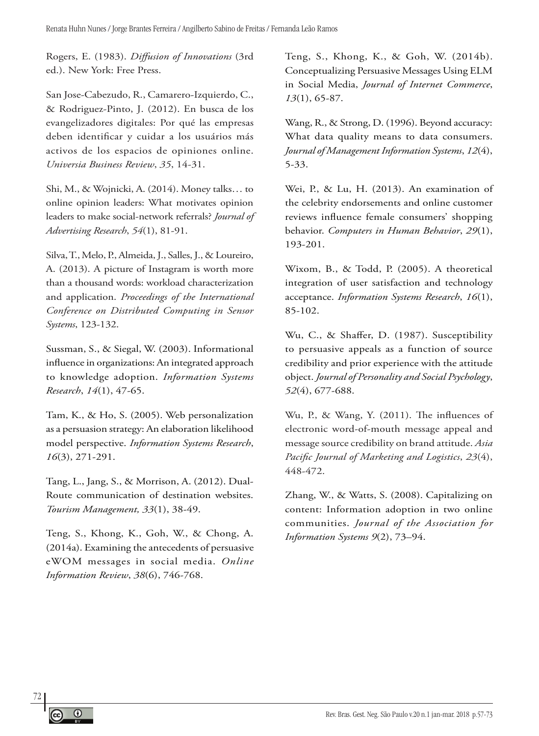Rogers, E. (1983). *Diffusion of Innovations* (3rd ed.). New York: Free Press.

San Jose-Cabezudo, R., Camarero-Izquierdo, C., & Rodriguez-Pinto, J. (2012). En busca de los evangelizadores digitales: Por qué las empresas deben identificar y cuidar a los usuários más activos de los espacios de opiniones online. *Universia Business Review*, *35*, 14-31.

Shi, M., & Wojnicki, A. (2014). Money talks… to online opinion leaders: What motivates opinion leaders to make social-network referrals? *Journal of Advertising Research*, *54*(1), 81-91.

Silva, T., Melo, P., Almeida, J., Salles, J., & Loureiro, A. (2013). A picture of Instagram is worth more than a thousand words: workload characterization and application. *Proceedings of the International Conference on Distributed Computing in Sensor Systems*, 123-132.

Sussman, S., & Siegal, W. (2003). Informational influence in organizations: An integrated approach to knowledge adoption. *Information Systems Research*, *14*(1), 47-65.

Tam, K., & Ho, S. (2005). Web personalization as a persuasion strategy: An elaboration likelihood model perspective. *Information Systems Research*, *16*(3), 271-291.

Tang, L., Jang, S., & Morrison, A. (2012). Dual-Route communication of destination websites. *Tourism Management, 33*(1), 38-49.

Teng, S., Khong, K., Goh, W., & Chong, A. (2014a). Examining the antecedents of persuasive eWOM messages in social media. *Online Information Review*, *38*(6), 746-768.

Teng, S., Khong, K., & Goh, W. (2014b). Conceptualizing Persuasive Messages Using ELM in Social Media, *Journal of Internet Commerce*, *13*(1), 65-87.

Wang, R., & Strong, D. (1996). Beyond accuracy: What data quality means to data consumers. *Journal of Management Information Systems*, *12*(4), 5-33.

Wei, P., & Lu, H. (2013). An examination of the celebrity endorsements and online customer reviews influence female consumers' shopping behavior. *Computers in Human Behavior*, *29*(1), 193-201.

Wixom, B., & Todd, P. (2005). A theoretical integration of user satisfaction and technology acceptance. *Information Systems Research*, *16*(1), 85-102.

Wu, C., & Shaffer, D. (1987). Susceptibility to persuasive appeals as a function of source credibility and prior experience with the attitude object. *Journal of Personality and Social Psychology*, *52*(4), 677-688.

Wu, P., & Wang, Y. (2011). The influences of electronic word-of-mouth message appeal and message source credibility on brand attitude. *Asia Pacific Journal of Marketing and Logistics*, *23*(4), 448-472.

Zhang, W., & Watts, S. (2008). Capitalizing on content: Information adoption in two online communities. *Journal of the Association for Information Systems 9*(2), 73–94.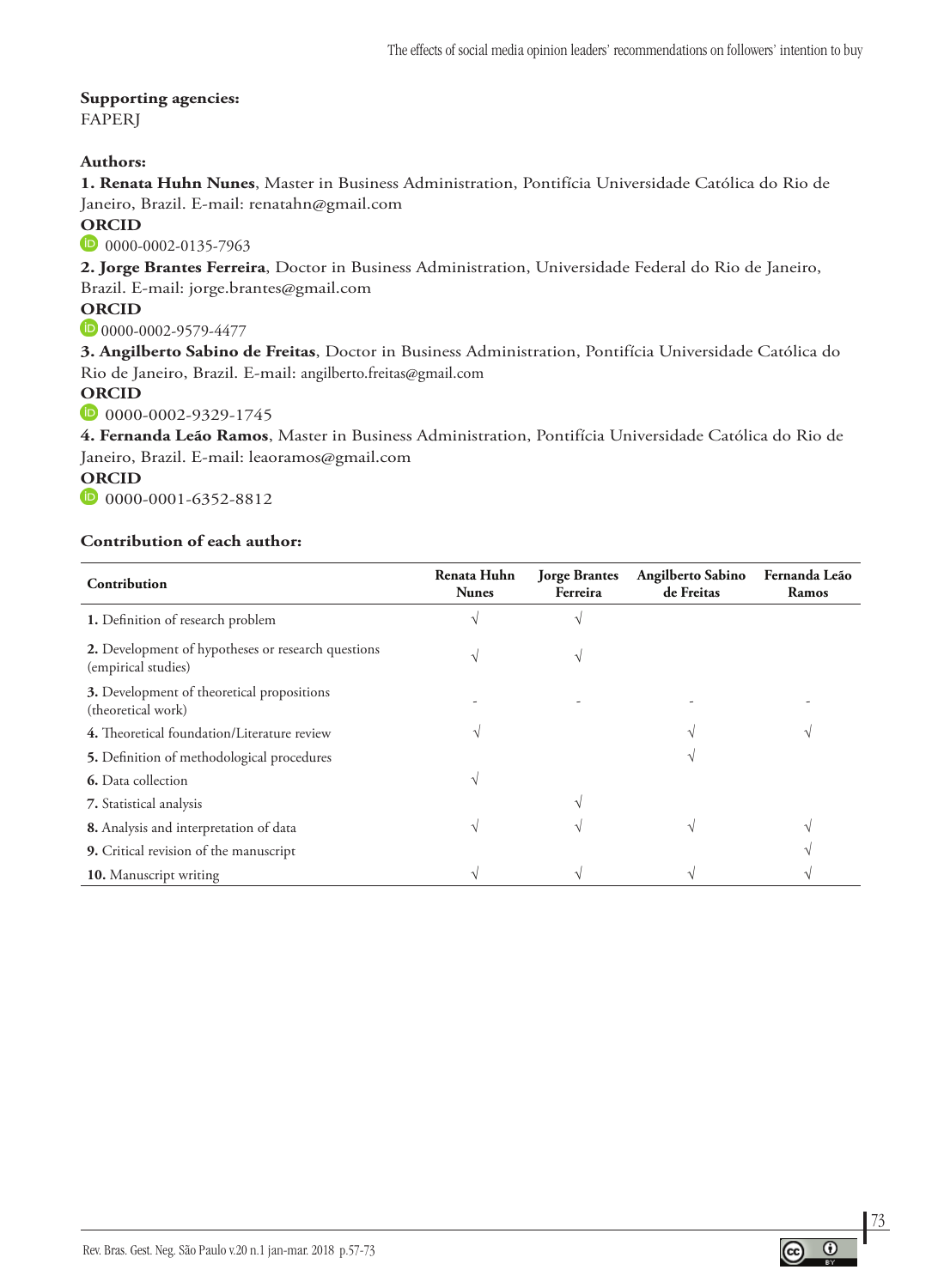**Supporting agencies:**
FAPERJ

**Authors:**

**1. Renata Huhn Nunes**, Master in Business Administration, Pontifícia Universidade Católica do Rio de Janeiro, Brazil. E-mail: renatahn@gmail.com

**ORCID**

0000-0002-0135-7963

**2. Jorge Brantes Ferreira**, Doctor in Business Administration, Universidade Federal do Rio de Janeiro, Brazil. E-mail: jorge.brantes@gmail.com

**ORCID**

0000-0002-9579-4477

**3. Angilberto Sabino de Freitas**, Doctor in Business Administration, Pontifícia Universidade Católica do Rio de Janeiro, Brazil. E-mail: angilberto.freitas@gmail.com

**ORCID**

0000-0002-9329-1745

**4. Fernanda Leão Ramos**, Master in Business Administration, Pontifícia Universidade Católica do Rio de Janeiro, Brazil. E-mail: leaoramos@gmail.com

**ORCID**

0000-0001-6352-8812

**Contribution of each author:**

| Contribution | Renata Huhn Nunes | Jorge Brantes Ferreira | Angilberto Sabino de Freitas | Fernanda Leão Ramos |
|---|---|---|---|---|
| **1.** Definition of research problem | √ | √ | | |
| **2.** Development of hypotheses or research questions (empirical studies) | √ | √ | | |
| **3.** Development of theoretical propositions (theoretical work) | - | - | - | - |
| **4.** Theoretical foundation/Literature review | √ | | √ | √ |
| **5.** Definition of methodological procedures | | | √ | |
| **6.** Data collection | √ | | | |
| **7.** Statistical analysis | | √ | | |
| **8.** Analysis and interpretation of data | √ | √ | √ | √ |
| **9.** Critical revision of the manuscript | | | | √ |
| **10.** Manuscript writing | √ | √ | √ | √ |